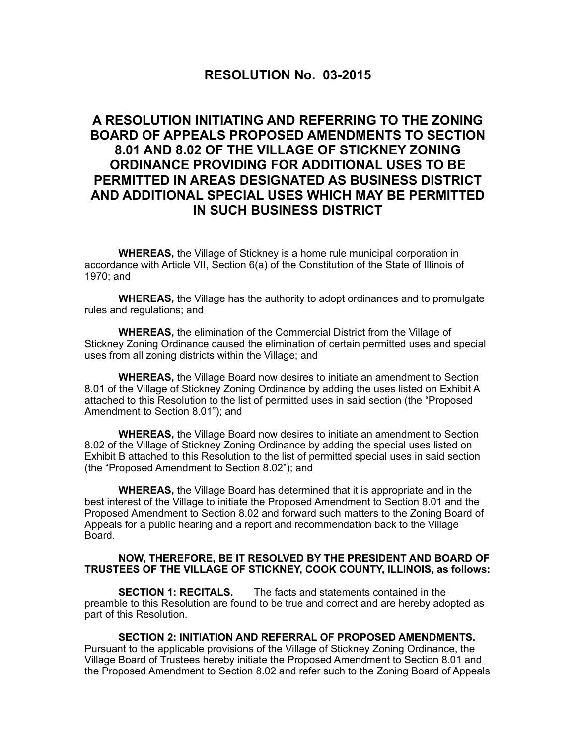# RESOLUTION No. 03-2015

## A RESOLUTION INITIATING AND REFERRING TO THE ZONING BOARD OF APPEALS PROPOSED AMENDMENTS TO SECTION 8.01 AND 8.02 OF THE VILLAGE OF STICKNEY ZONING ORDINANCE PROVIDING FOR ADDITIONAL USES TO BE PERMITTED IN AREAS DESIGNATED AS BUSINESS DISTRICT AND ADDITIONAL SPECIAL USES WHICH MAY BE PERMITTED IN SUCH BUSINESS DISTRICT

**WHEREAS,** the Village of Stickney is a home rule municipal corporation in accordance with Article VII, Section 6(a) of the Constitution of the State of Illinois of 1970; and

**WHEREAS,** the Village has the authority to adopt ordinances and to promulgate rules and regulations; and

**WHEREAS,** the elimination of the Commercial District from the Village of Stickney Zoning Ordinance caused the elimination of certain permitted uses and special uses from all zoning districts within the Village; and

**WHEREAS,** the Village Board now desires to initiate an amendment to Section 8.01 of the Village of Stickney Zoning Ordinance by adding the uses listed on Exhibit A attached to this Resolution to the list of permitted uses in said section (the "Proposed Amendment to Section 8.01"); and

**WHEREAS,** the Village Board now desires to initiate an amendment to Section 8.02 of the Village of Stickney Zoning Ordinance by adding the special uses listed on Exhibit B attached to this Resolution to the list of permitted special uses in said section (the "Proposed Amendment to Section 8.02"); and

**WHEREAS,** the Village Board has determined that it is appropriate and in the best interest of the Village to initiate the Proposed Amendment to Section 8.01 and the Proposed Amendment to Section 8.02 and forward such matters to the Zoning Board of Appeals for a public hearing and a report and recommendation back to the Village Board.

**NOW, THEREFORE, BE IT RESOLVED BY THE PRESIDENT AND BOARD OF TRUSTEES OF THE VILLAGE OF STICKNEY, COOK COUNTY, ILLINOIS, as follows:**

**SECTION 1: RECITALS.** The facts and statements contained in the preamble to this Resolution are found to be true and correct and are hereby adopted as part of this Resolution.

**SECTION 2: INITIATION AND REFERRAL OF PROPOSED AMENDMENTS.** Pursuant to the applicable provisions of the Village of Stickney Zoning Ordinance, the Village Board of Trustees hereby initiate the Proposed Amendment to Section 8.01 and the Proposed Amendment to Section 8.02 and refer such to the Zoning Board of Appeals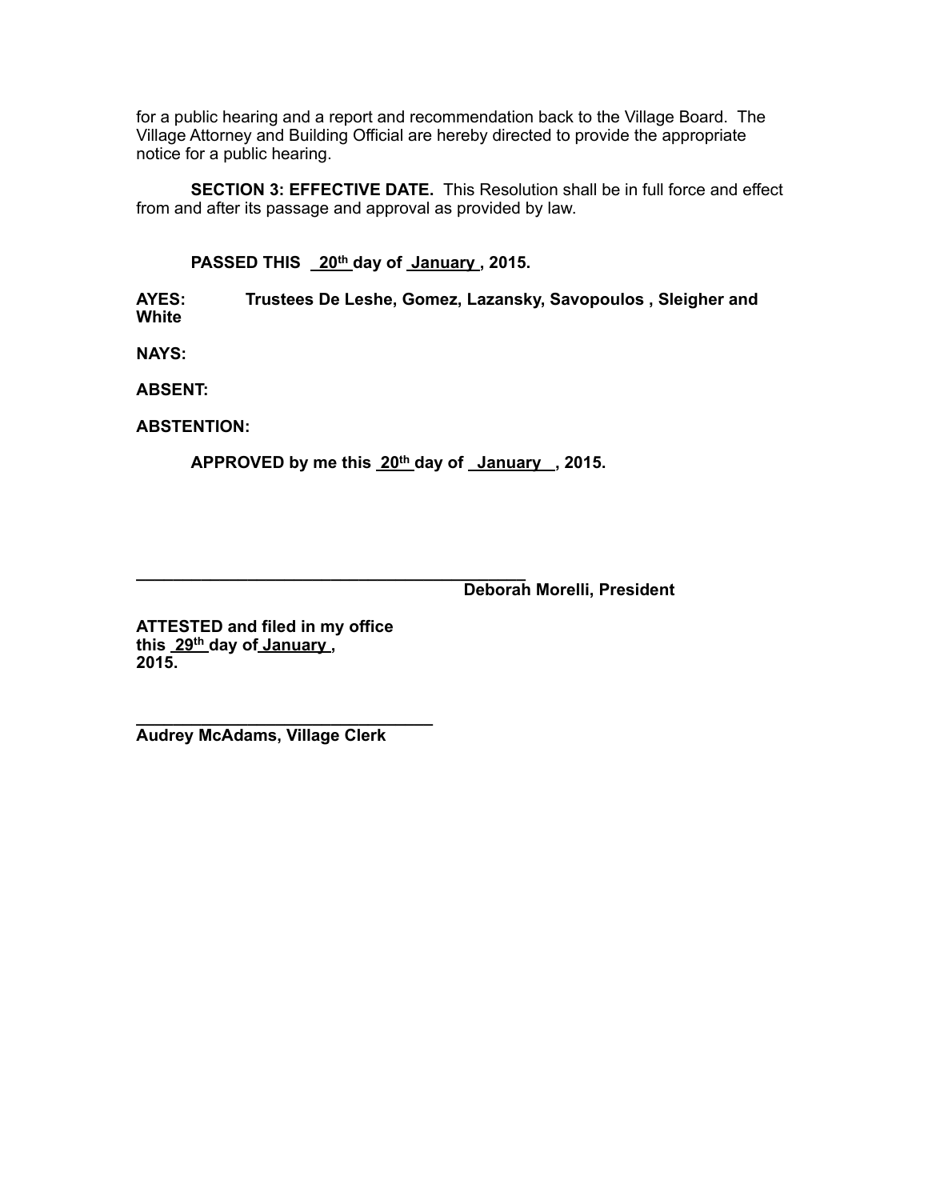for a public hearing and a report and recommendation back to the Village Board. The Village Attorney and Building Official are hereby directed to provide the appropriate notice for a public hearing.

**SECTION 3: EFFECTIVE DATE.** This Resolution shall be in full force and effect from and after its passage and approval as provided by law.

**PASSED THIS 20th day of January, 2015.**

**AYES:** **Trustees De Leshe, Gomez, Lazansky, Savopoulos , Sleigher and White**

**NAYS:**

**ABSENT:**

**ABSTENTION:**

**APPROVED by me this 20th day of January, 2015.**

\_\_\_\_\_\_\_\_\_\_\_\_\_\_\_\_\_\_\_\_\_\_\_\_\_\_\_\_\_\_\_\_\_\_\_\_\_\_\_\_\_\_\_\_
**Deborah Morelli, President**

**ATTESTED and filed in my office this 29th day of January, 2015.**

\_\_\_\_\_\_\_\_\_\_\_\_\_\_\_\_\_\_\_\_\_\_\_\_\_\_\_\_\_\_\_\_\_
**Audrey McAdams, Village Clerk**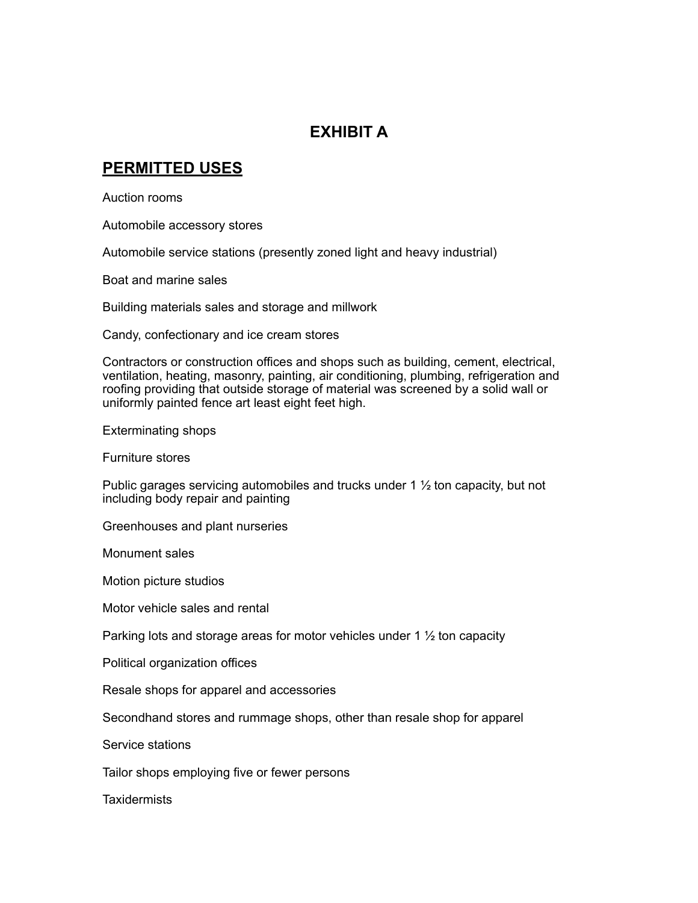# EXHIBIT A

## PERMITTED USES

Auction rooms

Automobile accessory stores

Automobile service stations (presently zoned light and heavy industrial)

Boat and marine sales

Building materials sales and storage and millwork

Candy, confectionary and ice cream stores

Contractors or construction offices and shops such as building, cement, electrical, ventilation, heating, masonry, painting, air conditioning, plumbing, refrigeration and roofing providing that outside storage of material was screened by a solid wall or uniformly painted fence art least eight feet high.

Exterminating shops

Furniture stores

Public garages servicing automobiles and trucks under 1 ½ ton capacity, but not including body repair and painting

Greenhouses and plant nurseries

Monument sales

Motion picture studios

Motor vehicle sales and rental

Parking lots and storage areas for motor vehicles under 1 ½ ton capacity

Political organization offices

Resale shops for apparel and accessories

Secondhand stores and rummage shops, other than resale shop for apparel

Service stations

Tailor shops employing five or fewer persons

Taxidermists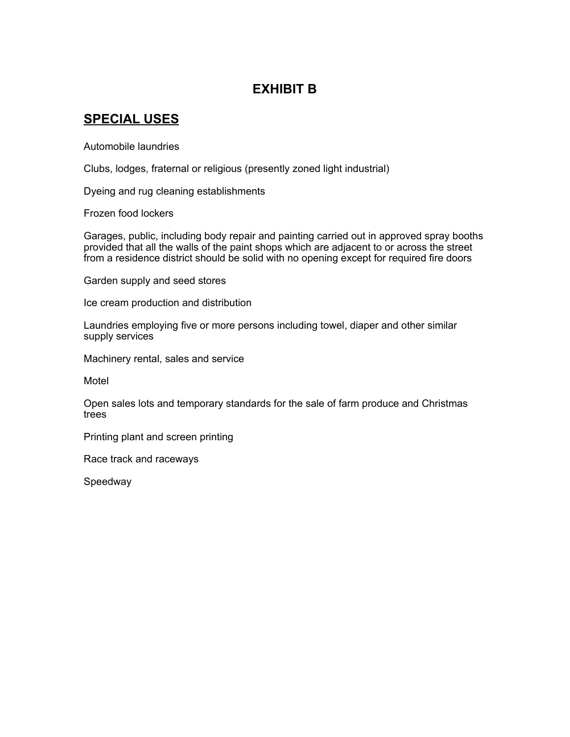# EXHIBIT B

## SPECIAL USES

Automobile laundries

Clubs, lodges, fraternal or religious (presently zoned light industrial)

Dyeing and rug cleaning establishments

Frozen food lockers

Garages, public, including body repair and painting carried out in approved spray booths provided that all the walls of the paint shops which are adjacent to or across the street from a residence district should be solid with no opening except for required fire doors

Garden supply and seed stores

Ice cream production and distribution

Laundries employing five or more persons including towel, diaper and other similar supply services

Machinery rental, sales and service

Motel

Open sales lots and temporary standards for the sale of farm produce and Christmas trees

Printing plant and screen printing

Race track and raceways

Speedway